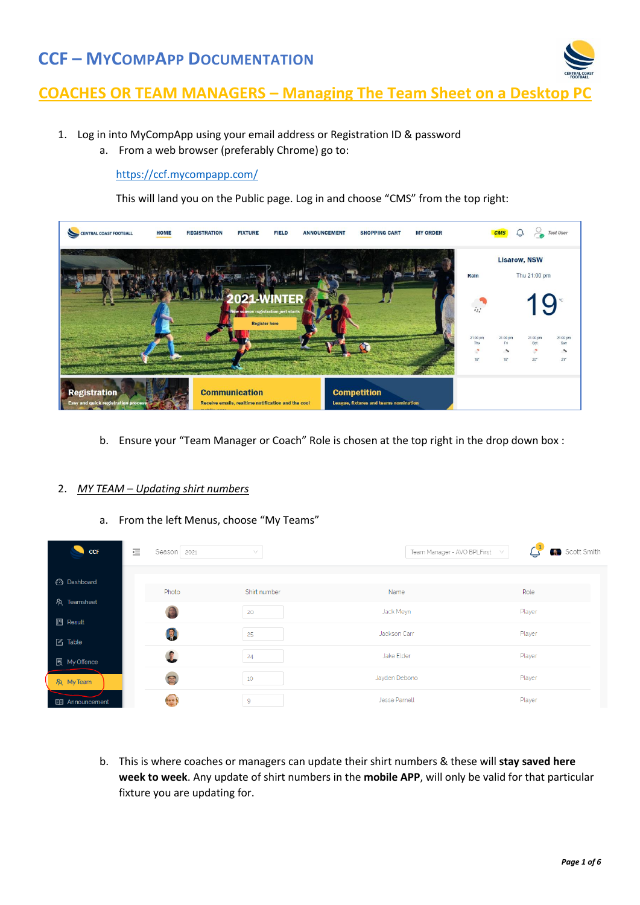# CCF – MyCompApp Documentation

## COACHES OR TEAM MANAGERS – Managing The Team Sheet on a Desktop PC

1. Log in into MyCompApp using your email address or Registration ID & password
   a. From a web browser (preferably Chrome) go to:

      https://ccf.mycompapp.com/

      This will land you on the Public page. Log in and choose "CMS" from the top right:

   b. Ensure your "Team Manager or Coach" Role is chosen at the top right in the drop down box :

2. *MY TEAM – Updating shirt numbers*

   a. From the left Menus, choose "My Teams"

   b. This is where coaches or managers can update their shirt numbers & these will **stay saved here week to week**. Any update of shirt numbers in the **mobile APP**, will only be valid for that particular fixture you are updating for.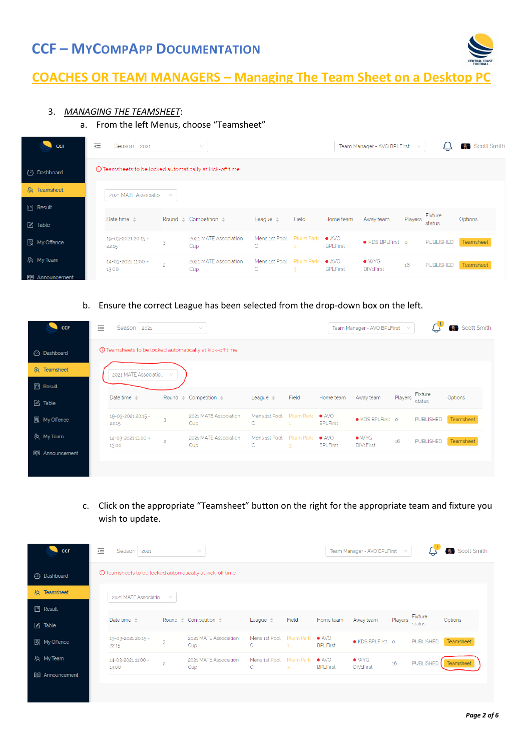# CCF – MyCompApp Documentation

## COACHES OR TEAM MANAGERS – Managing The Team Sheet on a Desktop PC

3. *MANAGING THE TEAMSHEET*:

   a. From the left Menus, choose "Teamsheet"

   b. Ensure the correct League has been selected from the drop-down box on the left.

   c. Click on the appropriate "Teamsheet" button on the right for the appropriate team and fixture you wish to update.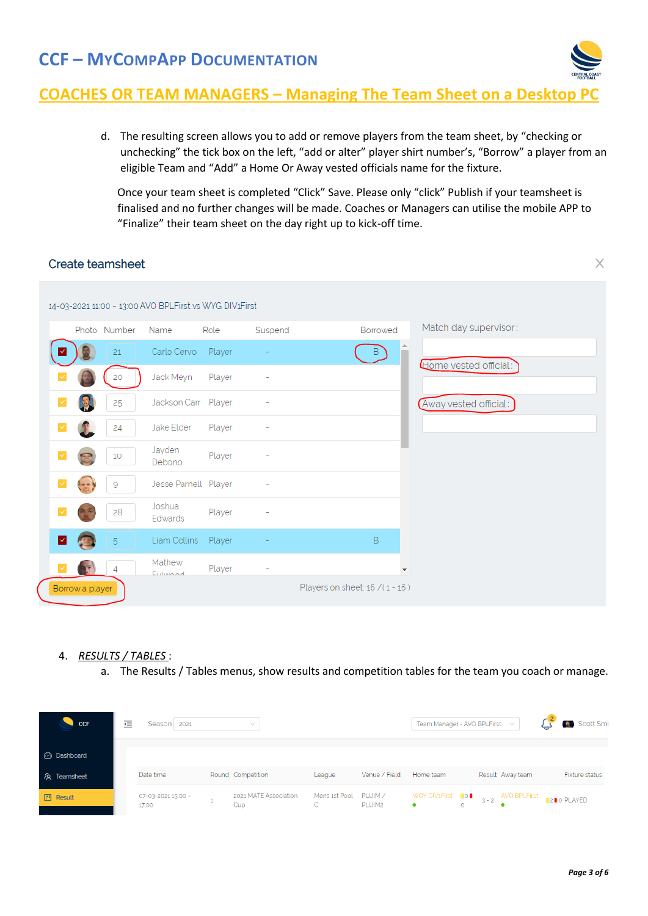# CCF – MyCompApp Documentation

## COACHES OR TEAM MANAGERS – Managing The Team Sheet on a Desktop PC

d. The resulting screen allows you to add or remove players from the team sheet, by "checking or unchecking" the tick box on the left, "add or alter" player shirt number's, "Borrow" a player from an eligible Team and "Add" a Home Or Away vested officials name for the fixture.

Once your team sheet is completed "Click" Save. Please only "click" Publish if your teamsheet is finalised and no further changes will be made. Coaches or Managers can utilise the mobile APP to "Finalize" their team sheet on the day right up to kick-off time.

Create teamsheet

14-03-2021 11:00 ~ 13:00 AVO BPLFirst vs WYG DIV1First

| | Photo | Number | Name | Role | Suspend | Borrowed |
|---|---|---|---|---|---|---|
| ☑ | | 21 | Carlo Cervo | Player | - | B |
| ☑ | | 20 | Jack Meyn | Player | - | |
| ☑ | | 25 | Jackson Carr | Player | - | |
| ☑ | | 24 | Jake Elder | Player | - | |
| ☑ | | 10 | Jayden Debono | Player | - | |
| ☑ | | 9 | Jesse Parnell | Player | - | |
| ☑ | | 28 | Joshua Edwards | Player | - | |
| ☑ | | 5 | Liam Collins | Player | - | B |
| ☑ | | 4 | Mathew Fulwood | Player | - | |

Match day supervisor:

Home vested official:

Away vested official:

Borrow a player

Players on sheet: 16 / ( 1 - 16 )

4. ***RESULTS / TABLES*** :

a. The Results / Tables menus, show results and competition tables for the team you coach or manage.

CCF — Dashboard | Teamsheet | Result

Season 2021 | Team Manager - AVO BPLFirst | Scott Smi

| Date time | Round | Competition | League | Venue / Field | Home team | Result | Away team | Fixture status |
|---|---|---|---|---|---|---|---|---|
| 07-03-2021 15:00 ~ 17:00 | 1 | 2021 MATE Association Cup | Mens 1st Pool C | PLUIM / PLUIM2 | WOY DIV1First 0 0 | 3 - 2 | AVO BPLFirst 2 0 | PLAYED |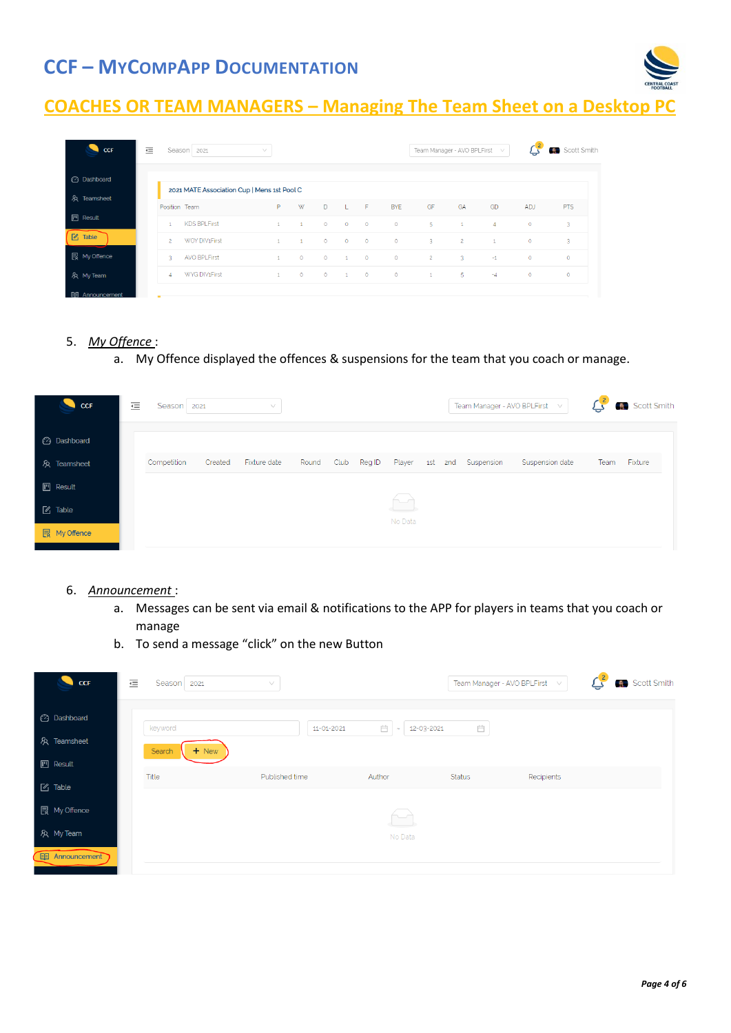# CCF – MyCompApp Documentation

## COACHES OR TEAM MANAGERS – Managing The Team Sheet on a Desktop PC

5. *My Offence* :
   a. My Offence displayed the offences & suspensions for the team that you coach or manage.

6. *Announcement* :
   a. Messages can be sent via email & notifications to the APP for players in teams that you coach or manage
   b. To send a message "click" on the new Button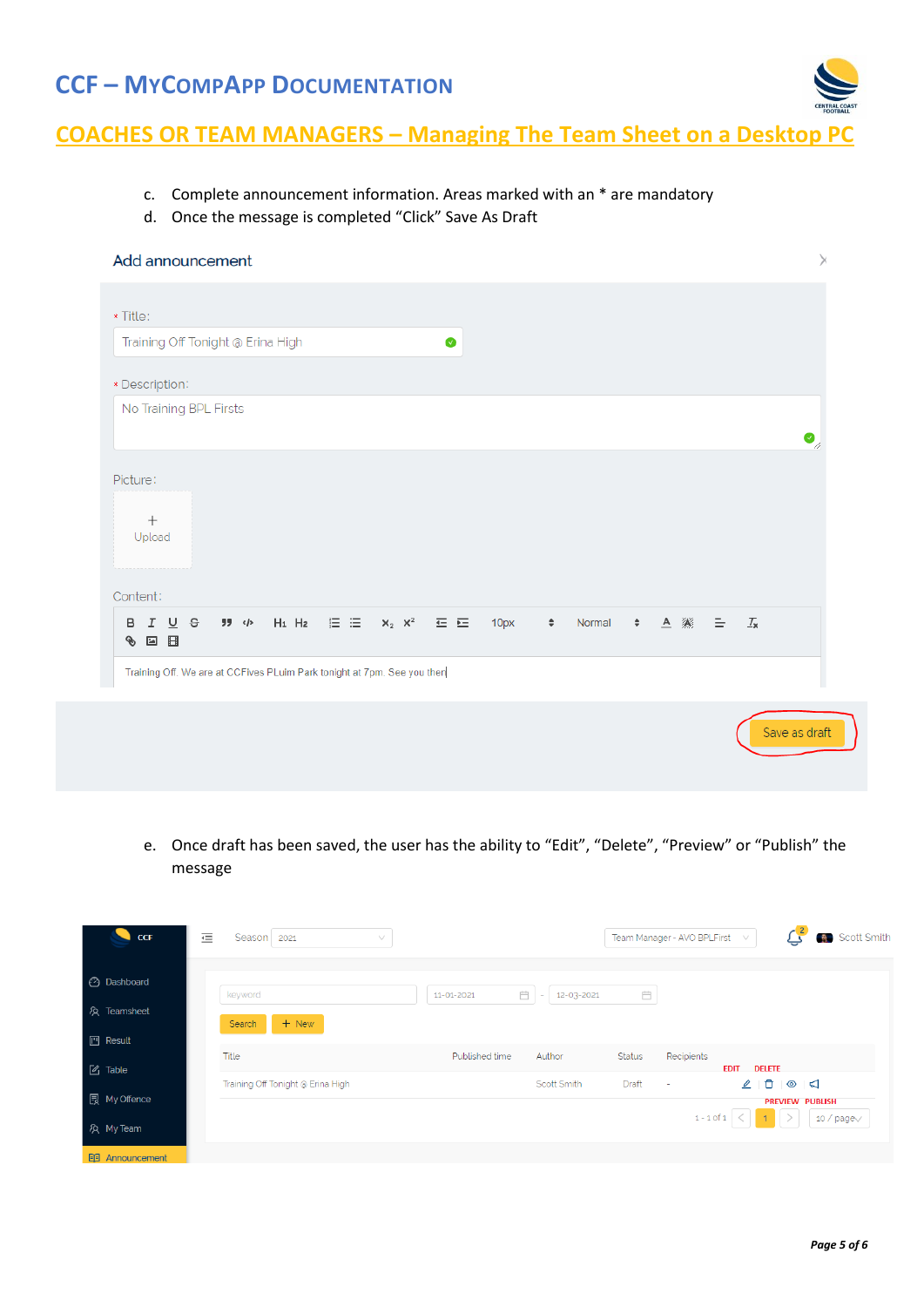# CCF – MyCompApp Documentation

## COACHES OR TEAM MANAGERS – Managing The Team Sheet on a Desktop PC

c. Complete announcement information. Areas marked with an * are mandatory

d. Once the message is completed "Click" Save As Draft

Add announcement

* Title: Training Off Tonight @ Erina High

* Description: No Training BPL Firsts

Picture: Upload

Content: Training Off. We are at CCFives PLuim Park tonight at 7pm. See you then

Save as draft

e. Once draft has been saved, the user has the ability to "Edit", "Delete", "Preview" or "Publish" the message

| Title | Published time | Author | Status | Recipients | |
|---|---|---|---|---|---|
| Training Off Tonight @ Erina High | | Scott Smith | Draft | - | EDIT DELETE PREVIEW PUBLISH |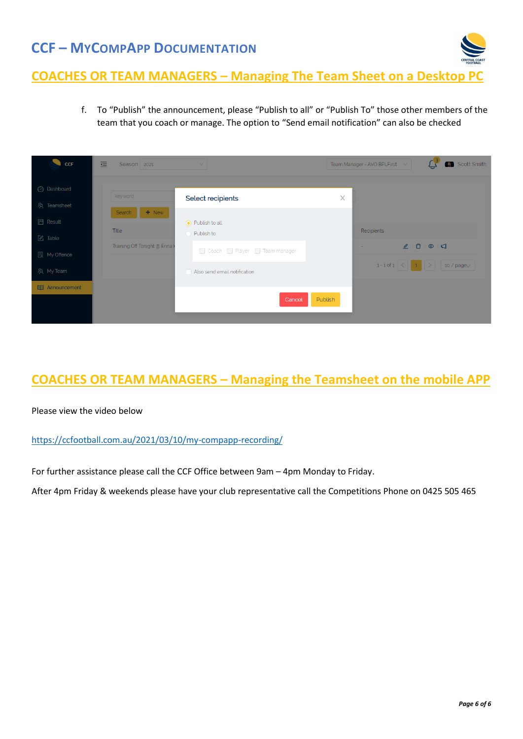## COACHES OR TEAM MANAGERS – Managing The Team Sheet on a Desktop PC

f. To "Publish" the announcement, please "Publish to all" or "Publish To" those other members of the team that you coach or manage. The option to "Send email notification" can also be checked

## COACHES OR TEAM MANAGERS – Managing the Teamsheet on the mobile APP

Please view the video below

https://ccfootball.com.au/2021/03/10/my-compapp-recording/

For further assistance please call the CCF Office between 9am – 4pm Monday to Friday.

After 4pm Friday & weekends please have your club representative call the Competitions Phone on 0425 505 465